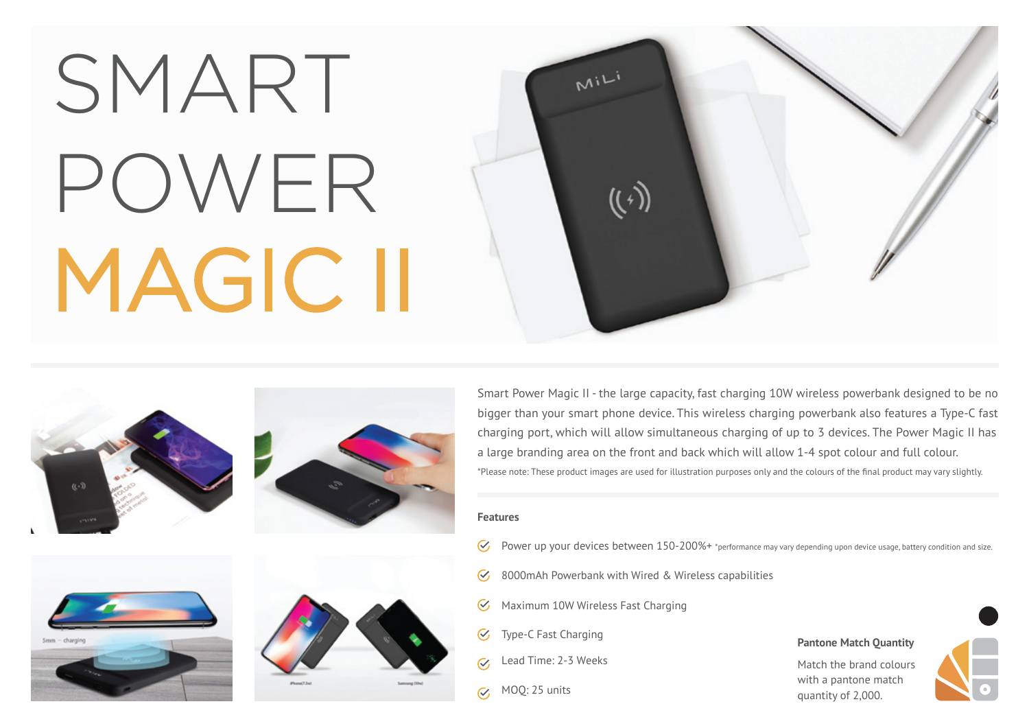# SMART POWER MAGIC II

Smart Power Magic II - the large capacity, fast charging 10W wireless powerbank designed to be no bigger than your smart phone device. This wireless charging powerbank also features a Type-C fast charging port, which will allow simultaneous charging of up to 3 devices. The Power Magic II has a large branding area on the front and back which will allow 1-4 spot colour and full colour.

*Please note: These product images are used for illustration purposes only and the colours of the final product may vary slightly.

**Features**

- Power up your devices between 150-200%+ *performance may vary depending upon device usage, battery condition and size.
- 8000mAh Powerbank with Wired & Wireless capabilities
- Maximum 10W Wireless Fast Charging
- Type-C Fast Charging
- Lead Time: 2-3 Weeks
- MOQ: 25 units

**Pantone Match Quantity**

Match the brand colours with a pantone match quantity of 2,000.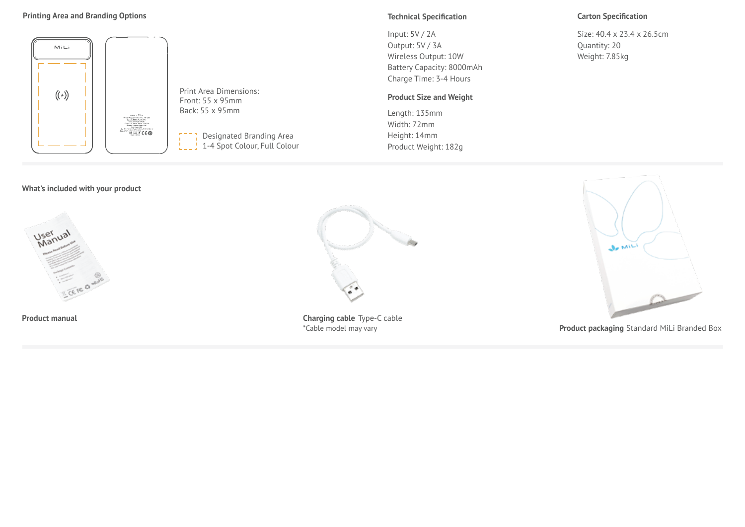## Printing Area and Branding Options

Print Area Dimensions:
Front: 55 x 95mm
Back: 55 x 95mm

Designated Branding Area
1-4 Spot Colour, Full Colour

## Technical Specification

Input: 5V / 2A
Output: 5V / 3A
Wireless Output: 10W
Battery Capacity: 8000mAh
Charge Time: 3-4 Hours

## Product Size and Weight

Length: 135mm
Width: 72mm
Height: 14mm
Product Weight: 182g

## Carton Specification

Size: 40.4 x 23.4 x 26.5cm
Quantity: 20
Weight: 7.85kg

## What's included with your product

**Product manual**

**Charging cable** Type-C cable
*Cable model may vary

**Product packaging** Standard MiLi Branded Box